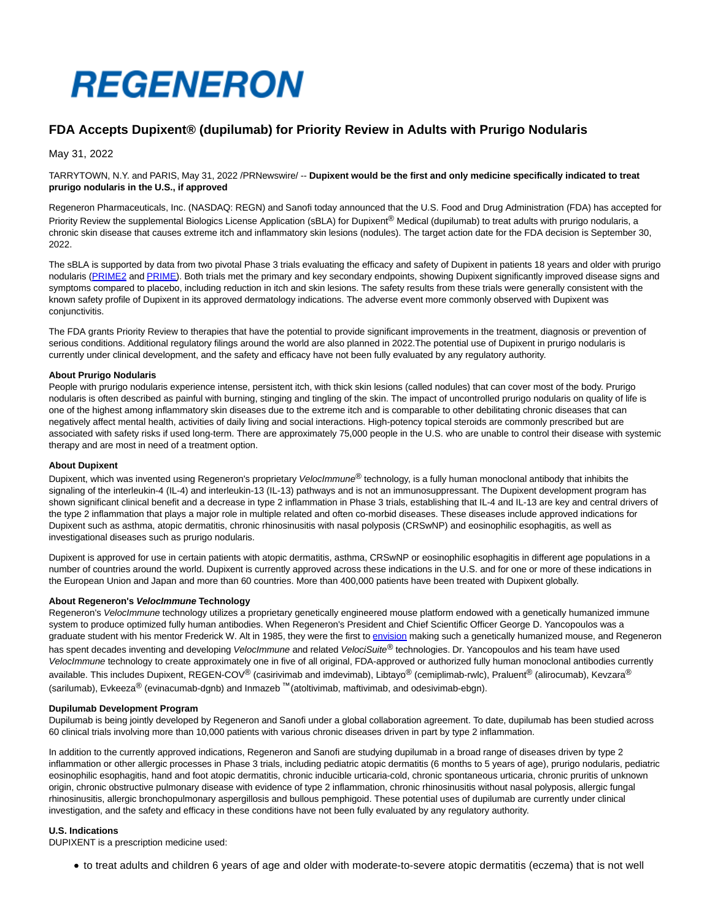# REGENERON

## FDA Accepts Dupixent® (dupilumab) for Priority Review in Adults with Prurigo Nodularis

May 31, 2022

TARRYTOWN, N.Y. and PARIS, May 31, 2022 /PRNewswire/ -- **Dupixent would be the first and only medicine specifically indicated to treat prurigo nodularis in the U.S., if approved**

Regeneron Pharmaceuticals, Inc. (NASDAQ: REGN) and Sanofi today announced that the U.S. Food and Drug Administration (FDA) has accepted for Priority Review the supplemental Biologics License Application (sBLA) for Dupixent® Medical (dupilumab) to treat adults with prurigo nodularis, a chronic skin disease that causes extreme itch and inflammatory skin lesions (nodules). The target action date for the FDA decision is September 30, 2022.

The sBLA is supported by data from two pivotal Phase 3 trials evaluating the efficacy and safety of Dupixent in patients 18 years and older with prurigo nodularis (PRIME2 and PRIME). Both trials met the primary and key secondary endpoints, showing Dupixent significantly improved disease signs and symptoms compared to placebo, including reduction in itch and skin lesions. The safety results from these trials were generally consistent with the known safety profile of Dupixent in its approved dermatology indications. The adverse event more commonly observed with Dupixent was conjunctivitis.

The FDA grants Priority Review to therapies that have the potential to provide significant improvements in the treatment, diagnosis or prevention of serious conditions. Additional regulatory filings around the world are also planned in 2022.The potential use of Dupixent in prurigo nodularis is currently under clinical development, and the safety and efficacy have not been fully evaluated by any regulatory authority.

**About Prurigo Nodularis**

People with prurigo nodularis experience intense, persistent itch, with thick skin lesions (called nodules) that can cover most of the body. Prurigo nodularis is often described as painful with burning, stinging and tingling of the skin. The impact of uncontrolled prurigo nodularis on quality of life is one of the highest among inflammatory skin diseases due to the extreme itch and is comparable to other debilitating chronic diseases that can negatively affect mental health, activities of daily living and social interactions. High-potency topical steroids are commonly prescribed but are associated with safety risks if used long-term. There are approximately 75,000 people in the U.S. who are unable to control their disease with systemic therapy and are most in need of a treatment option.

**About Dupixent**

Dupixent, which was invented using Regeneron's proprietary *VelocImmune*® technology, is a fully human monoclonal antibody that inhibits the signaling of the interleukin-4 (IL-4) and interleukin-13 (IL-13) pathways and is not an immunosuppressant. The Dupixent development program has shown significant clinical benefit and a decrease in type 2 inflammation in Phase 3 trials, establishing that IL-4 and IL-13 are key and central drivers of the type 2 inflammation that plays a major role in multiple related and often co-morbid diseases. These diseases include approved indications for Dupixent such as asthma, atopic dermatitis, chronic rhinosinusitis with nasal polyposis (CRSwNP) and eosinophilic esophagitis, as well as investigational diseases such as prurigo nodularis.

Dupixent is approved for use in certain patients with atopic dermatitis, asthma, CRSwNP or eosinophilic esophagitis in different age populations in a number of countries around the world. Dupixent is currently approved across these indications in the U.S. and for one or more of these indications in the European Union and Japan and more than 60 countries. More than 400,000 patients have been treated with Dupixent globally.

**About Regeneron's *VelocImmune* Technology**

Regeneron's *VelocImmune* technology utilizes a proprietary genetically engineered mouse platform endowed with a genetically humanized immune system to produce optimized fully human antibodies. When Regeneron's President and Chief Scientific Officer George D. Yancopoulos was a graduate student with his mentor Frederick W. Alt in 1985, they were the first to envision making such a genetically humanized mouse, and Regeneron has spent decades inventing and developing *VelocImmune* and related *VelociSuite*® technologies. Dr. Yancopoulos and his team have used *VelocImmune* technology to create approximately one in five of all original, FDA-approved or authorized fully human monoclonal antibodies currently available. This includes Dupixent, REGEN-COV® (casirivimab and imdevimab), Libtayo® (cemiplimab-rwlc), Praluent® (alirocumab), Kevzara® (sarilumab), Evkeeza® (evinacumab-dgnb) and Inmazeb™ (atoltivimab, maftivimab, and odesivimab-ebgn).

**Dupilumab Development Program**

Dupilumab is being jointly developed by Regeneron and Sanofi under a global collaboration agreement. To date, dupilumab has been studied across 60 clinical trials involving more than 10,000 patients with various chronic diseases driven in part by type 2 inflammation.

In addition to the currently approved indications, Regeneron and Sanofi are studying dupilumab in a broad range of diseases driven by type 2 inflammation or other allergic processes in Phase 3 trials, including pediatric atopic dermatitis (6 months to 5 years of age), prurigo nodularis, pediatric eosinophilic esophagitis, hand and foot atopic dermatitis, chronic inducible urticaria-cold, chronic spontaneous urticaria, chronic pruritis of unknown origin, chronic obstructive pulmonary disease with evidence of type 2 inflammation, chronic rhinosinusitis without nasal polyposis, allergic fungal rhinosinusitis, allergic bronchopulmonary aspergillosis and bullous pemphigoid. These potential uses of dupilumab are currently under clinical investigation, and the safety and efficacy in these conditions have not been fully evaluated by any regulatory authority.

**U.S. Indications**

DUPIXENT is a prescription medicine used:

- to treat adults and children 6 years of age and older with moderate-to-severe atopic dermatitis (eczema) that is not well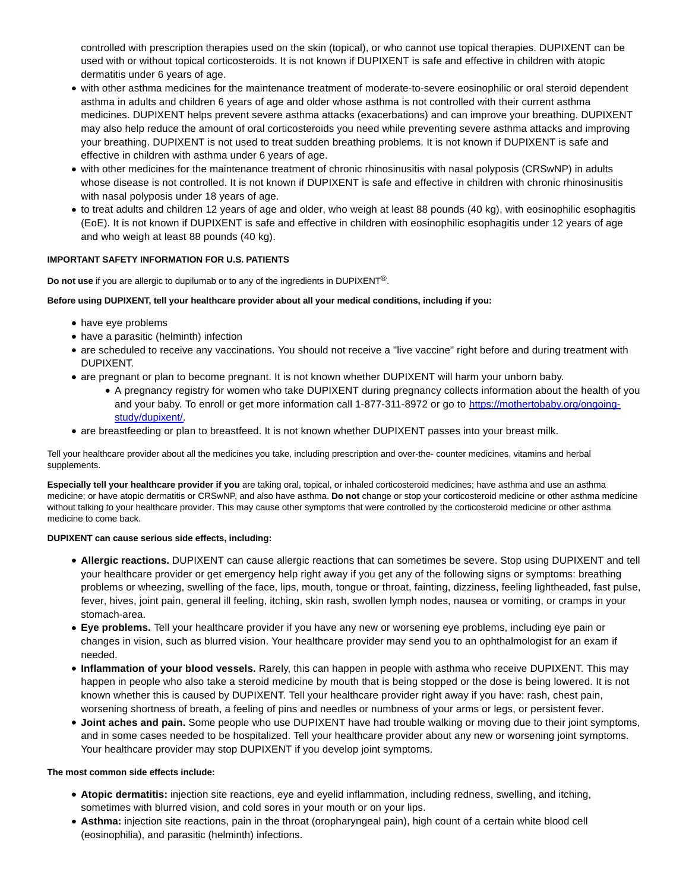controlled with prescription therapies used on the skin (topical), or who cannot use topical therapies. DUPIXENT can be used with or without topical corticosteroids. It is not known if DUPIXENT is safe and effective in children with atopic dermatitis under 6 years of age.

- with other asthma medicines for the maintenance treatment of moderate-to-severe eosinophilic or oral steroid dependent asthma in adults and children 6 years of age and older whose asthma is not controlled with their current asthma medicines. DUPIXENT helps prevent severe asthma attacks (exacerbations) and can improve your breathing. DUPIXENT may also help reduce the amount of oral corticosteroids you need while preventing severe asthma attacks and improving your breathing. DUPIXENT is not used to treat sudden breathing problems. It is not known if DUPIXENT is safe and effective in children with asthma under 6 years of age.
- with other medicines for the maintenance treatment of chronic rhinosinusitis with nasal polyposis (CRSwNP) in adults whose disease is not controlled. It is not known if DUPIXENT is safe and effective in children with chronic rhinosinusitis with nasal polyposis under 18 years of age.
- to treat adults and children 12 years of age and older, who weigh at least 88 pounds (40 kg), with eosinophilic esophagitis (EoE). It is not known if DUPIXENT is safe and effective in children with eosinophilic esophagitis under 12 years of age and who weigh at least 88 pounds (40 kg).

**IMPORTANT SAFETY INFORMATION FOR U.S. PATIENTS**

**Do not use** if you are allergic to dupilumab or to any of the ingredients in DUPIXENT®.

**Before using DUPIXENT, tell your healthcare provider about all your medical conditions, including if you:**

- have eye problems
- have a parasitic (helminth) infection
- are scheduled to receive any vaccinations. You should not receive a "live vaccine" right before and during treatment with DUPIXENT.
- are pregnant or plan to become pregnant. It is not known whether DUPIXENT will harm your unborn baby.
  - A pregnancy registry for women who take DUPIXENT during pregnancy collects information about the health of you and your baby. To enroll or get more information call 1-877-311-8972 or go to https://mothertobaby.org/ongoing-study/dupixent/.
- are breastfeeding or plan to breastfeed. It is not known whether DUPIXENT passes into your breast milk.

Tell your healthcare provider about all the medicines you take, including prescription and over-the- counter medicines, vitamins and herbal supplements.

**Especially tell your healthcare provider if you** are taking oral, topical, or inhaled corticosteroid medicines; have asthma and use an asthma medicine; or have atopic dermatitis or CRSwNP, and also have asthma. **Do not** change or stop your corticosteroid medicine or other asthma medicine without talking to your healthcare provider. This may cause other symptoms that were controlled by the corticosteroid medicine or other asthma medicine to come back.

**DUPIXENT can cause serious side effects, including:**

- **Allergic reactions.** DUPIXENT can cause allergic reactions that can sometimes be severe. Stop using DUPIXENT and tell your healthcare provider or get emergency help right away if you get any of the following signs or symptoms: breathing problems or wheezing, swelling of the face, lips, mouth, tongue or throat, fainting, dizziness, feeling lightheaded, fast pulse, fever, hives, joint pain, general ill feeling, itching, skin rash, swollen lymph nodes, nausea or vomiting, or cramps in your stomach-area.
- **Eye problems.** Tell your healthcare provider if you have any new or worsening eye problems, including eye pain or changes in vision, such as blurred vision. Your healthcare provider may send you to an ophthalmologist for an exam if needed.
- **Inflammation of your blood vessels.** Rarely, this can happen in people with asthma who receive DUPIXENT. This may happen in people who also take a steroid medicine by mouth that is being stopped or the dose is being lowered. It is not known whether this is caused by DUPIXENT. Tell your healthcare provider right away if you have: rash, chest pain, worsening shortness of breath, a feeling of pins and needles or numbness of your arms or legs, or persistent fever.
- **Joint aches and pain.** Some people who use DUPIXENT have had trouble walking or moving due to their joint symptoms, and in some cases needed to be hospitalized. Tell your healthcare provider about any new or worsening joint symptoms. Your healthcare provider may stop DUPIXENT if you develop joint symptoms.

**The most common side effects include:**

- **Atopic dermatitis:** injection site reactions, eye and eyelid inflammation, including redness, swelling, and itching, sometimes with blurred vision, and cold sores in your mouth or on your lips.
- **Asthma:** injection site reactions, pain in the throat (oropharyngeal pain), high count of a certain white blood cell (eosinophilia), and parasitic (helminth) infections.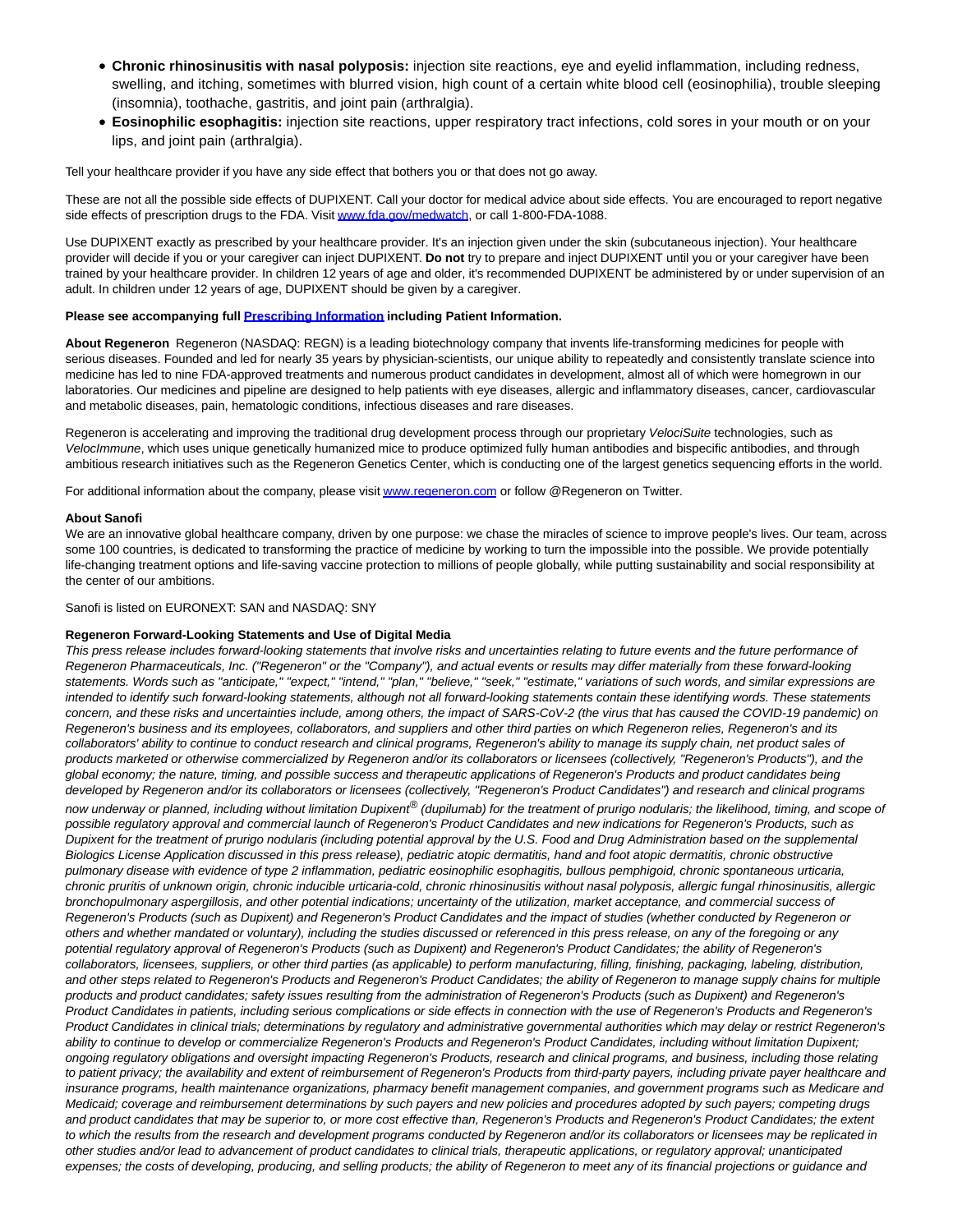- **Chronic rhinosinusitis with nasal polyposis:** injection site reactions, eye and eyelid inflammation, including redness, swelling, and itching, sometimes with blurred vision, high count of a certain white blood cell (eosinophilia), trouble sleeping (insomnia), toothache, gastritis, and joint pain (arthralgia).
- **Eosinophilic esophagitis:** injection site reactions, upper respiratory tract infections, cold sores in your mouth or on your lips, and joint pain (arthralgia).

Tell your healthcare provider if you have any side effect that bothers you or that does not go away.

These are not all the possible side effects of DUPIXENT. Call your doctor for medical advice about side effects. You are encouraged to report negative side effects of prescription drugs to the FDA. Visit www.fda.gov/medwatch, or call 1-800-FDA-1088.

Use DUPIXENT exactly as prescribed by your healthcare provider. It's an injection given under the skin (subcutaneous injection). Your healthcare provider will decide if you or your caregiver can inject DUPIXENT. **Do not** try to prepare and inject DUPIXENT until you or your caregiver have been trained by your healthcare provider. In children 12 years of age and older, it's recommended DUPIXENT be administered by or under supervision of an adult. In children under 12 years of age, DUPIXENT should be given by a caregiver.

**Please see accompanying full Prescribing Information including Patient Information.**

**About Regeneron** Regeneron (NASDAQ: REGN) is a leading biotechnology company that invents life-transforming medicines for people with serious diseases. Founded and led for nearly 35 years by physician-scientists, our unique ability to repeatedly and consistently translate science into medicine has led to nine FDA-approved treatments and numerous product candidates in development, almost all of which were homegrown in our laboratories. Our medicines and pipeline are designed to help patients with eye diseases, allergic and inflammatory diseases, cancer, cardiovascular and metabolic diseases, pain, hematologic conditions, infectious diseases and rare diseases.

Regeneron is accelerating and improving the traditional drug development process through our proprietary *VelociSuite* technologies, such as *VelocImmune*, which uses unique genetically humanized mice to produce optimized fully human antibodies and bispecific antibodies, and through ambitious research initiatives such as the Regeneron Genetics Center, which is conducting one of the largest genetics sequencing efforts in the world.

For additional information about the company, please visit www.regeneron.com or follow @Regeneron on Twitter.

**About Sanofi**
We are an innovative global healthcare company, driven by one purpose: we chase the miracles of science to improve people's lives. Our team, across some 100 countries, is dedicated to transforming the practice of medicine by working to turn the impossible into the possible. We provide potentially life-changing treatment options and life-saving vaccine protection to millions of people globally, while putting sustainability and social responsibility at the center of our ambitions.

Sanofi is listed on EURONEXT: SAN and NASDAQ: SNY

**Regeneron Forward-Looking Statements and Use of Digital Media**
*This press release includes forward-looking statements that involve risks and uncertainties relating to future events and the future performance of Regeneron Pharmaceuticals, Inc. ("Regeneron" or the "Company"), and actual events or results may differ materially from these forward-looking statements. Words such as "anticipate," "expect," "intend," "plan," "believe," "seek," "estimate," variations of such words, and similar expressions are intended to identify such forward-looking statements, although not all forward-looking statements contain these identifying words. These statements concern, and these risks and uncertainties include, among others, the impact of SARS-CoV-2 (the virus that has caused the COVID-19 pandemic) on Regeneron's business and its employees, collaborators, and suppliers and other third parties on which Regeneron relies, Regeneron's and its collaborators' ability to continue to conduct research and clinical programs, Regeneron's ability to manage its supply chain, net product sales of products marketed or otherwise commercialized by Regeneron and/or its collaborators or licensees (collectively, "Regeneron's Products"), and the global economy; the nature, timing, and possible success and therapeutic applications of Regeneron's Products and product candidates being developed by Regeneron and/or its collaborators or licensees (collectively, "Regeneron's Product Candidates") and research and clinical programs now underway or planned, including without limitation Dupixent® (dupilumab) for the treatment of prurigo nodularis; the likelihood, timing, and scope of possible regulatory approval and commercial launch of Regeneron's Product Candidates and new indications for Regeneron's Products, such as Dupixent for the treatment of prurigo nodularis (including potential approval by the U.S. Food and Drug Administration based on the supplemental Biologics License Application discussed in this press release), pediatric atopic dermatitis, hand and foot atopic dermatitis, chronic obstructive pulmonary disease with evidence of type 2 inflammation, pediatric eosinophilic esophagitis, bullous pemphigoid, chronic spontaneous urticaria, chronic pruritis of unknown origin, chronic inducible urticaria-cold, chronic rhinosinusitis without nasal polyposis, allergic fungal rhinosinusitis, allergic bronchopulmonary aspergillosis, and other potential indications; uncertainty of the utilization, market acceptance, and commercial success of Regeneron's Products (such as Dupixent) and Regeneron's Product Candidates and the impact of studies (whether conducted by Regeneron or others and whether mandated or voluntary), including the studies discussed or referenced in this press release, on any of the foregoing or any potential regulatory approval of Regeneron's Products (such as Dupixent) and Regeneron's Product Candidates; the ability of Regeneron's collaborators, licensees, suppliers, or other third parties (as applicable) to perform manufacturing, filling, finishing, packaging, labeling, distribution, and other steps related to Regeneron's Products and Regeneron's Product Candidates; the ability of Regeneron to manage supply chains for multiple products and product candidates; safety issues resulting from the administration of Regeneron's Products (such as Dupixent) and Regeneron's Product Candidates in patients, including serious complications or side effects in connection with the use of Regeneron's Products and Regeneron's Product Candidates in clinical trials; determinations by regulatory and administrative governmental authorities which may delay or restrict Regeneron's ability to continue to develop or commercialize Regeneron's Products and Regeneron's Product Candidates, including without limitation Dupixent; ongoing regulatory obligations and oversight impacting Regeneron's Products, research and clinical programs, and business, including those relating to patient privacy; the availability and extent of reimbursement of Regeneron's Products from third-party payers, including private payer healthcare and insurance programs, health maintenance organizations, pharmacy benefit management companies, and government programs such as Medicare and Medicaid; coverage and reimbursement determinations by such payers and new policies and procedures adopted by such payers; competing drugs and product candidates that may be superior to, or more cost effective than, Regeneron's Products and Regeneron's Product Candidates; the extent to which the results from the research and development programs conducted by Regeneron and/or its collaborators or licensees may be replicated in other studies and/or lead to advancement of product candidates to clinical trials, therapeutic applications, or regulatory approval; unanticipated expenses; the costs of developing, producing, and selling products; the ability of Regeneron to meet any of its financial projections or guidance and*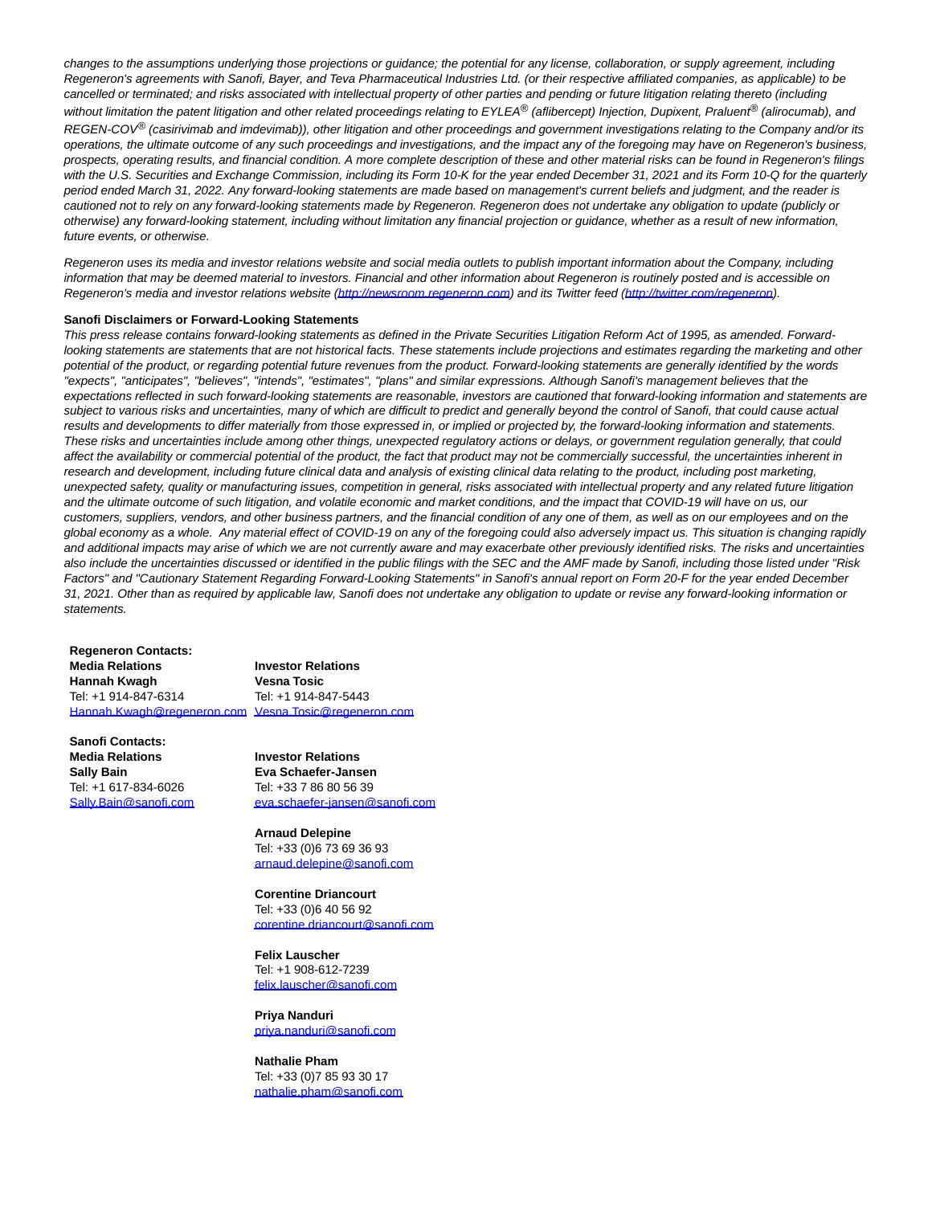*changes to the assumptions underlying those projections or guidance; the potential for any license, collaboration, or supply agreement, including Regeneron's agreements with Sanofi, Bayer, and Teva Pharmaceutical Industries Ltd. (or their respective affiliated companies, as applicable) to be cancelled or terminated; and risks associated with intellectual property of other parties and pending or future litigation relating thereto (including without limitation the patent litigation and other related proceedings relating to EYLEA® (aflibercept) Injection, Dupixent, Praluent® (alirocumab), and REGEN-COV® (casirivimab and imdevimab)), other litigation and other proceedings and government investigations relating to the Company and/or its operations, the ultimate outcome of any such proceedings and investigations, and the impact any of the foregoing may have on Regeneron's business, prospects, operating results, and financial condition. A more complete description of these and other material risks can be found in Regeneron's filings with the U.S. Securities and Exchange Commission, including its Form 10-K for the year ended December 31, 2021 and its Form 10-Q for the quarterly period ended March 31, 2022. Any forward-looking statements are made based on management's current beliefs and judgment, and the reader is cautioned not to rely on any forward-looking statements made by Regeneron. Regeneron does not undertake any obligation to update (publicly or otherwise) any forward-looking statement, including without limitation any financial projection or guidance, whether as a result of new information, future events, or otherwise.*

*Regeneron uses its media and investor relations website and social media outlets to publish important information about the Company, including information that may be deemed material to investors. Financial and other information about Regeneron is routinely posted and is accessible on Regeneron's media and investor relations website ([http://newsroom.regeneron.com](http://newsroom.regeneron.com)) and its Twitter feed ([http://twitter.com/regeneron](http://twitter.com/regeneron)).*

**Sanofi Disclaimers or Forward-Looking Statements**

*This press release contains forward-looking statements as defined in the Private Securities Litigation Reform Act of 1995, as amended. Forward-looking statements are statements that are not historical facts. These statements include projections and estimates regarding the marketing and other potential of the product, or regarding potential future revenues from the product. Forward-looking statements are generally identified by the words "expects", "anticipates", "believes", "intends", "estimates", "plans" and similar expressions. Although Sanofi's management believes that the expectations reflected in such forward-looking statements are reasonable, investors are cautioned that forward-looking information and statements are subject to various risks and uncertainties, many of which are difficult to predict and generally beyond the control of Sanofi, that could cause actual results and developments to differ materially from those expressed in, or implied or projected by, the forward-looking information and statements. These risks and uncertainties include among other things, unexpected regulatory actions or delays, or government regulation generally, that could affect the availability or commercial potential of the product, the fact that product may not be commercially successful, the uncertainties inherent in research and development, including future clinical data and analysis of existing clinical data relating to the product, including post marketing, unexpected safety, quality or manufacturing issues, competition in general, risks associated with intellectual property and any related future litigation and the ultimate outcome of such litigation, and volatile economic and market conditions, and the impact that COVID-19 will have on us, our customers, suppliers, vendors, and other business partners, and the financial condition of any one of them, as well as on our employees and on the global economy as a whole. Any material effect of COVID-19 on any of the foregoing could also adversely impact us. This situation is changing rapidly and additional impacts may arise of which we are not currently aware and may exacerbate other previously identified risks. The risks and uncertainties also include the uncertainties discussed or identified in the public filings with the SEC and the AMF made by Sanofi, including those listed under "Risk Factors" and "Cautionary Statement Regarding Forward-Looking Statements" in Sanofi's annual report on Form 20-F for the year ended December 31, 2021. Other than as required by applicable law, Sanofi does not undertake any obligation to update or revise any forward-looking information or statements.*

**Regeneron Contacts:**

| **Media Relations** | **Investor Relations** |
|---|---|
| **Hannah Kwagh** | **Vesna Tosic** |
| Tel: +1 914-847-6314 | Tel: +1 914-847-5443 |
| [Hannah.Kwagh@regeneron.com](mailto:Hannah.Kwagh@regeneron.com) | [Vesna.Tosic@regeneron.com](mailto:Vesna.Tosic@regeneron.com) |

**Sanofi Contacts:**

| **Media Relations** | **Investor Relations** |
|---|---|
| **Sally Bain** | **Eva Schaefer-Jansen** |
| Tel: +1 617-834-6026 | Tel: +33 7 86 80 56 39 |
| [Sally.Bain@sanofi.com](mailto:Sally.Bain@sanofi.com) | [eva.schaefer-jansen@sanofi.com](mailto:eva.schaefer-jansen@sanofi.com) |

**Arnaud Delepine**
Tel: +33 (0)6 73 69 36 93
[arnaud.delepine@sanofi.com](mailto:arnaud.delepine@sanofi.com)

**Corentine Driancourt**
Tel: +33 (0)6 40 56 92
[corentine.driancourt@sanofi.com](mailto:corentine.driancourt@sanofi.com)

**Felix Lauscher**
Tel: +1 908-612-7239
[felix.lauscher@sanofi.com](mailto:felix.lauscher@sanofi.com)

**Priya Nanduri**
[priya.nanduri@sanofi.com](mailto:priya.nanduri@sanofi.com)

**Nathalie Pham**
Tel: +33 (0)7 85 93 30 17
[nathalie.pham@sanofi.com](mailto:nathalie.pham@sanofi.com)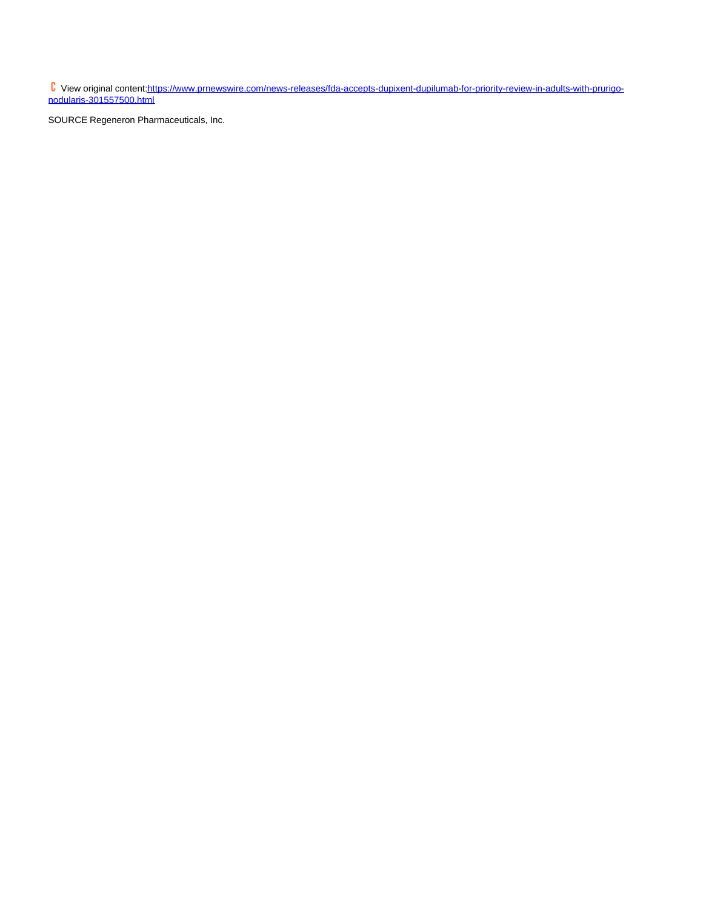View original content:https://www.prnewswire.com/news-releases/fda-accepts-dupixent-dupilumab-for-priority-review-in-adults-with-prurigo-nodularis-301557500.html

SOURCE Regeneron Pharmaceuticals, Inc.